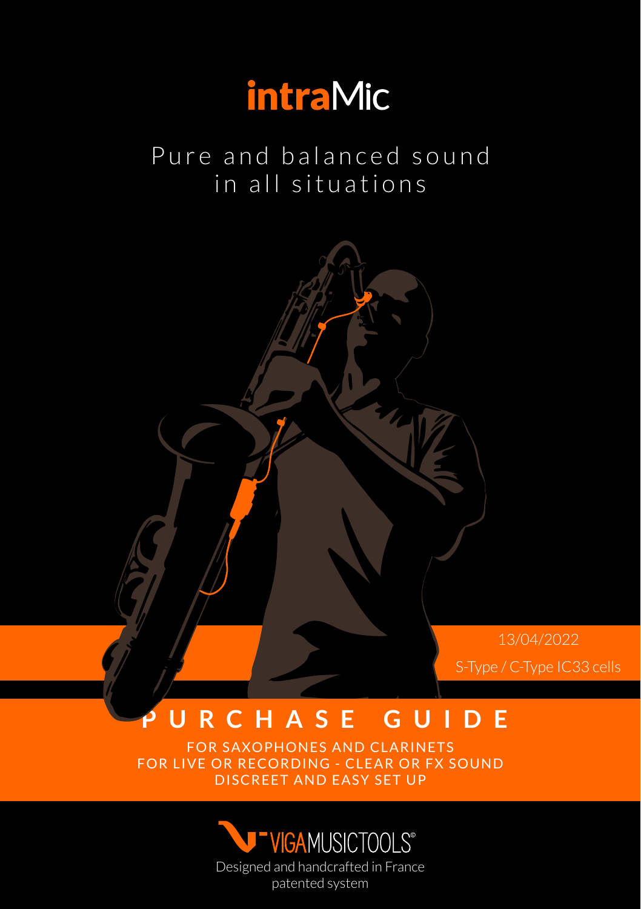# intraMic

Pure and balanced sound in all situations

13/04/2022

S-Type / C-Type IC33 cells

## PURCHASE GUIDE

FOR SAXOPHONES AND CLARINETS
FOR LIVE OR RECORDING - CLEAR OR FX SOUND
DISCREET AND EASY SET UP

VIGAMUSICTOOLS®

Designed and handcrafted in France
patented system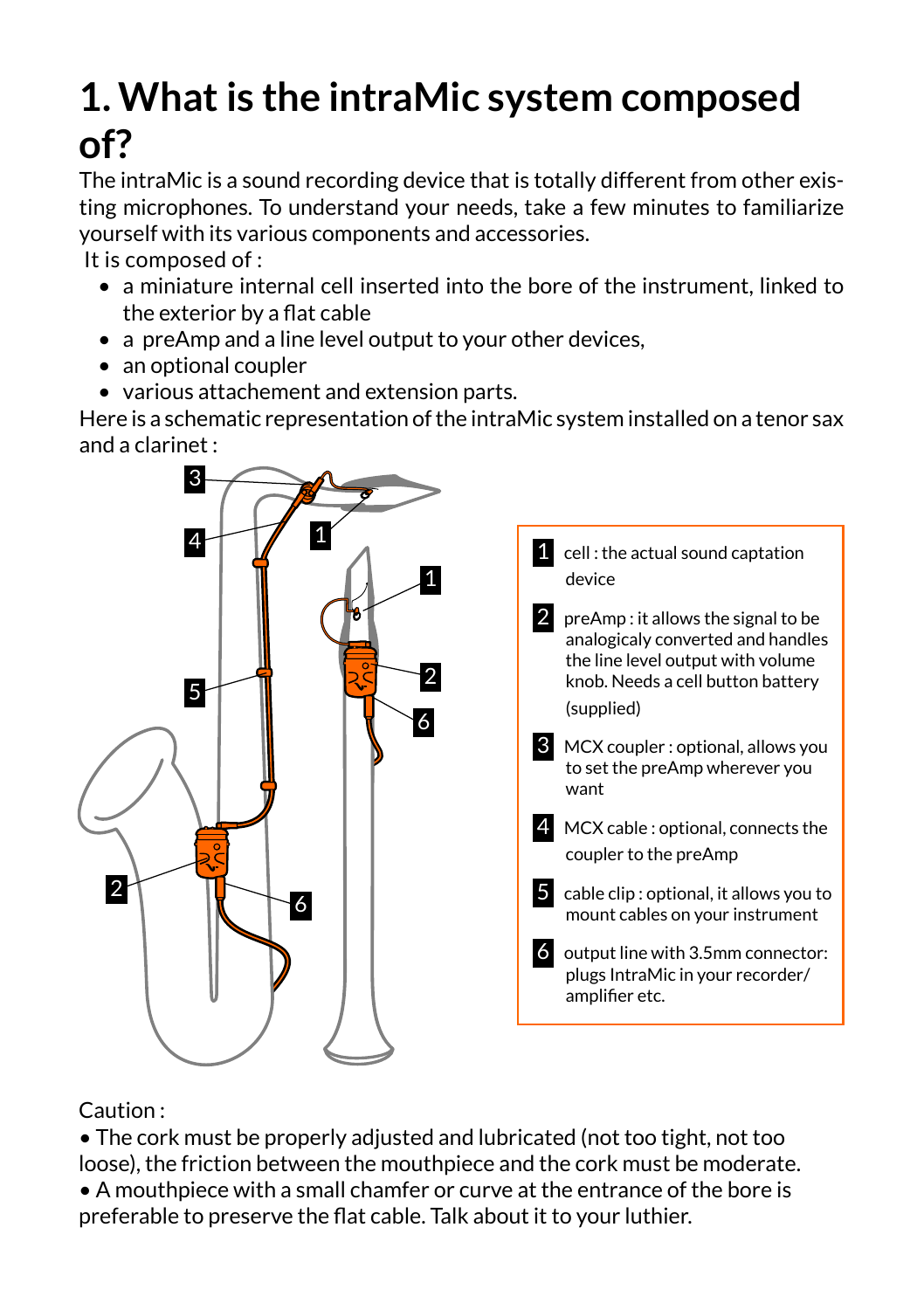# 1. What is the intraMic system composed of?

The intraMic is a sound recording device that is totally different from other existing microphones. To understand your needs, take a few minutes to familiarize yourself with its various components and accessories.

It is composed of :

- a miniature internal cell inserted into the bore of the instrument, linked to the exterior by a flat cable
- a preAmp and a line level output to your other devices,
- an optional coupler
- various attachement and extension parts.

Here is a schematic representation of the intraMic system installed on a tenor sax and a clarinet :

1 cell : the actual sound captation device

2 preAmp : it allows the signal to be analogicaly converted and handles the line level output with volume knob. Needs a cell button battery (supplied)

3 MCX coupler : optional, allows you to set the preAmp wherever you want

4 MCX cable : optional, connects the coupler to the preAmp

5 cable clip : optional, it allows you to mount cables on your instrument

6 output line with 3.5mm connector: plugs IntraMic in your recorder/amplifier etc.

Caution :

• The cork must be properly adjusted and lubricated (not too tight, not too loose), the friction between the mouthpiece and the cork must be moderate.

• A mouthpiece with a small chamfer or curve at the entrance of the bore is preferable to preserve the flat cable. Talk about it to your luthier.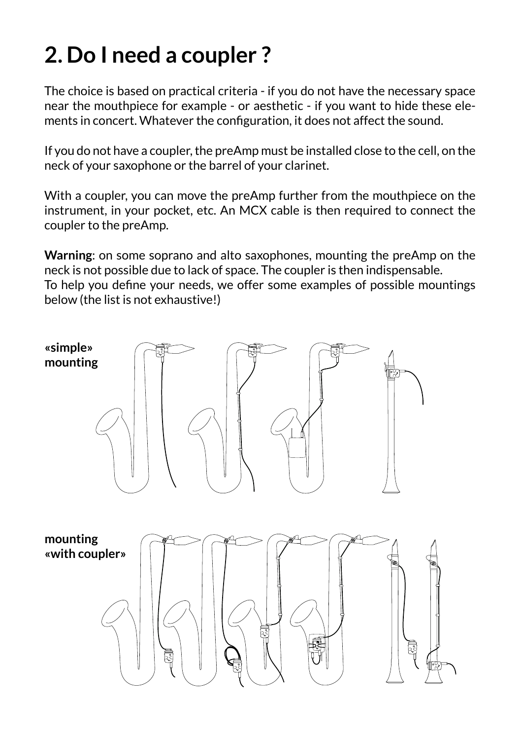# 2. Do I need a coupler ?

The choice is based on practical criteria - if you do not have the necessary space near the mouthpiece for example - or aesthetic - if you want to hide these elements in concert. Whatever the configuration, it does not affect the sound.

If you do not have a coupler, the preAmp must be installed close to the cell, on the neck of your saxophone or the barrel of your clarinet.

With a coupler, you can move the preAmp further from the mouthpiece on the instrument, in your pocket, etc. An MCX cable is then required to connect the coupler to the preAmp.

**Warning**: on some soprano and alto saxophones, mounting the preAmp on the neck is not possible due to lack of space. The coupler is then indispensable.
To help you define your needs, we offer some examples of possible mountings below (the list is not exhaustive!)

**«simple» mounting**

**mounting «with coupler»**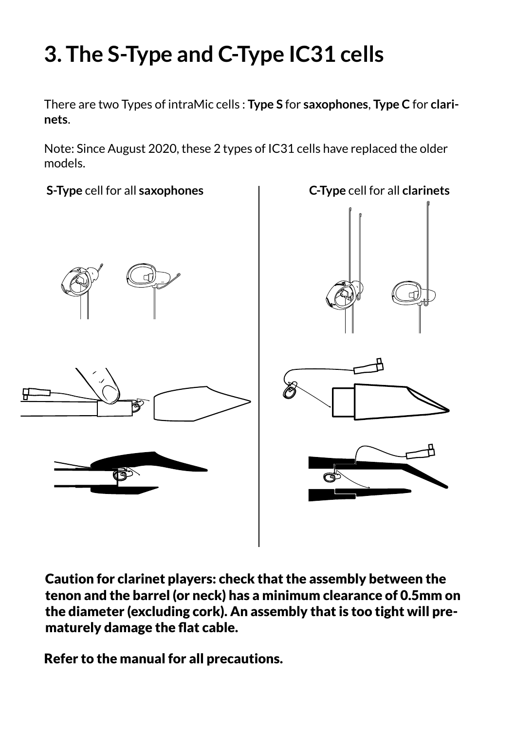# 3. The S-Type and C-Type IC31 cells

There are two Types of intraMic cells : **Type S** for **saxophones**, **Type C** for **clarinets**.

Note: Since August 2020, these 2 types of IC31 cells have replaced the older models.

**S-Type** cell for all **saxophones**

**C-Type** cell for all **clarinets**

**Caution for clarinet players: check that the assembly between the tenon and the barrel (or neck) has a minimum clearance of 0.5mm on the diameter (excluding cork). An assembly that is too tight will prematurely damage the flat cable.**

**Refer to the manual for all precautions.**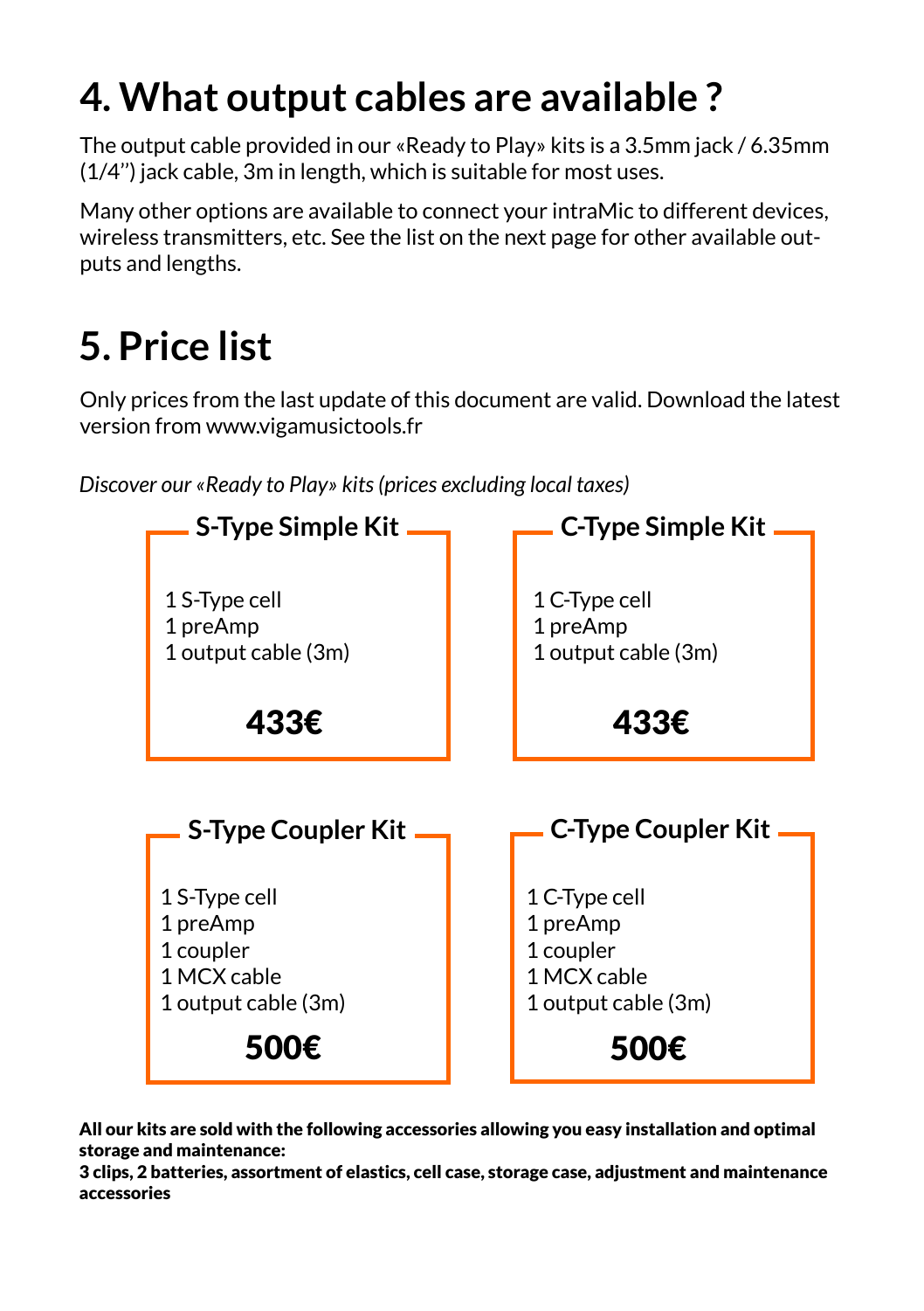# 4. What output cables are available ?

The output cable provided in our «Ready to Play» kits is a 3.5mm jack / 6.35mm (1/4'') jack cable, 3m in length, which is suitable for most uses.

Many other options are available to connect your intraMic to different devices, wireless transmitters, etc. See the list on the next page for other available outputs and lengths.

# 5. Price list

Only prices from the last update of this document are valid. Download the latest version from www.vigamusictools.fr

*Discover our «Ready to Play» kits (prices excluding local taxes)*

### S-Type Simple Kit

1 S-Type cell
1 preAmp
1 output cable (3m)

**433€**

### C-Type Simple Kit

1 C-Type cell
1 preAmp
1 output cable (3m)

**433€**

### S-Type Coupler Kit

1 S-Type cell
1 preAmp
1 coupler
1 MCX cable
1 output cable (3m)

**500€**

### C-Type Coupler Kit

1 C-Type cell
1 preAmp
1 coupler
1 MCX cable
1 output cable (3m)

**500€**

**All our kits are sold with the following accessories allowing you easy installation and optimal storage and maintenance:**
**3 clips, 2 batteries, assortment of elastics, cell case, storage case, adjustment and maintenance accessories**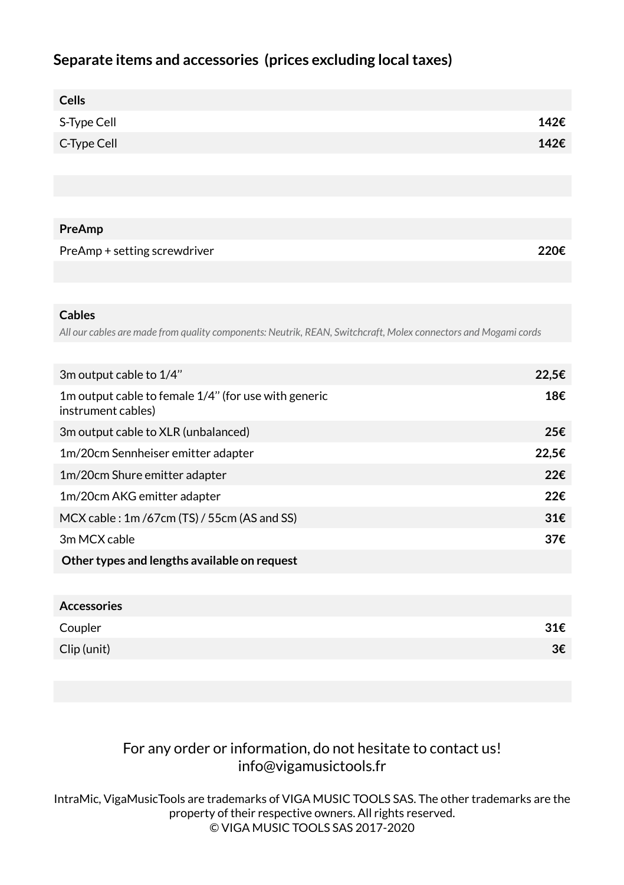## Separate items and accessories (prices excluding local taxes)

| | |
|---|---|
| **Cells** | |
| S-Type Cell | **142€** |
| C-Type Cell | **142€** |

| | |
|---|---|
| **PreAmp** | |
| PreAmp + setting screwdriver | **220€** |

**Cables**

*All our cables are made from quality components: Neutrik, REAN, Switchcraft, Molex connectors and Mogami cords*

| | |
|---|---|
| 3m output cable to 1/4'' | **22,5€** |
| 1m output cable to female 1/4'' (for use with generic instrument cables) | **18€** |
| 3m output cable to XLR (unbalanced) | **25€** |
| 1m/20cm Sennheiser emitter adapter | **22,5€** |
| 1m/20cm Shure emitter adapter | **22€** |
| 1m/20cm AKG emitter adapter | **22€** |
| MCX cable : 1m /67cm (TS) / 55cm (AS and SS) | **31€** |
| 3m MCX cable | **37€** |
| **Other types and lengths available on request** | |

| | |
|---|---|
| **Accessories** | |
| Coupler | **31€** |
| Clip (unit) | **3€** |

For any order or information, do not hesitate to contact us!
info@vigamusictools.fr

IntraMic, VigaMusicTools are trademarks of VIGA MUSIC TOOLS SAS. The other trademarks are the property of their respective owners. All rights reserved.
© VIGA MUSIC TOOLS SAS 2017-2020